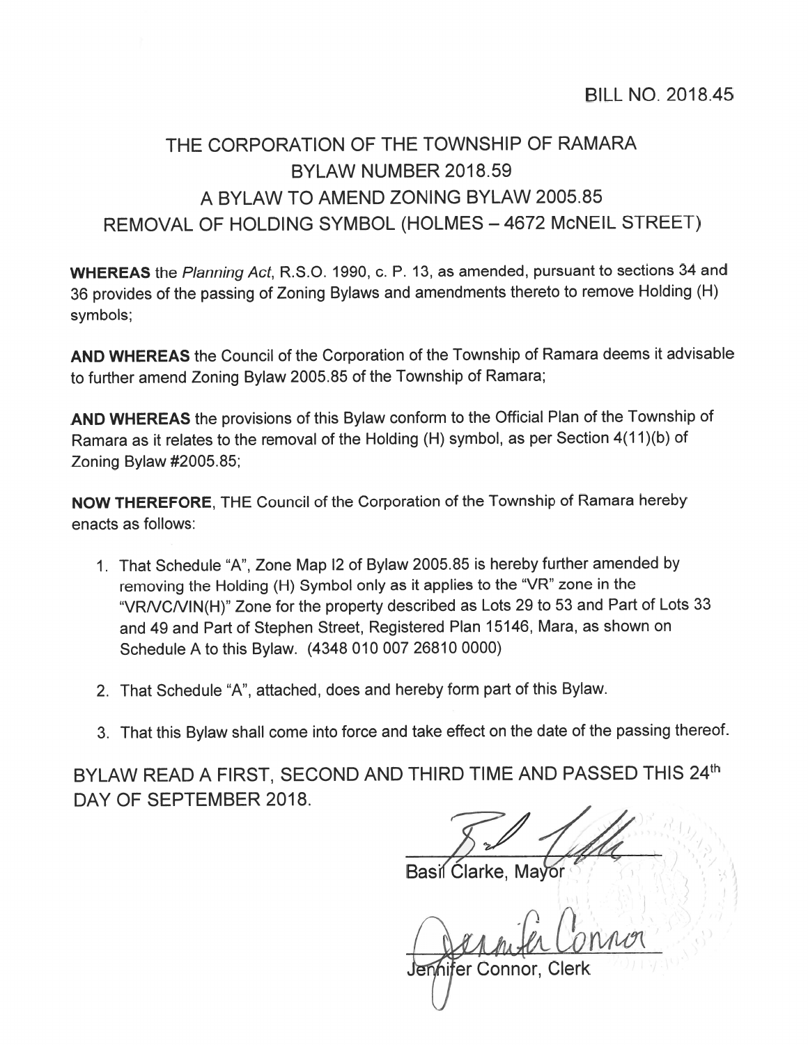BILL NO. 2018.45

# THE CORPORATION OF THE TOWNSHIP OF RAMARA
## BYLAW NUMBER 2018.59
## A BYLAW TO AMEND ZONING BYLAW 2005.85
## REMOVAL OF HOLDING SYMBOL (HOLMES – 4672 McNEIL STREET)

**WHEREAS** the *Planning Act*, R.S.O. 1990, c. P. 13, as amended, pursuant to sections 34 and 36 provides of the passing of Zoning Bylaws and amendments thereto to remove Holding (H) symbols;

**AND WHEREAS** the Council of the Corporation of the Township of Ramara deems it advisable to further amend Zoning Bylaw 2005.85 of the Township of Ramara;

**AND WHEREAS** the provisions of this Bylaw conform to the Official Plan of the Township of Ramara as it relates to the removal of the Holding (H) symbol, as per Section 4(11)(b) of Zoning Bylaw #2005.85;

**NOW THEREFORE**, THE Council of the Corporation of the Township of Ramara hereby enacts as follows:

1. That Schedule "A", Zone Map I2 of Bylaw 2005.85 is hereby further amended by removing the Holding (H) Symbol only as it applies to the "VR" zone in the "VR/VC/VIN(H)" Zone for the property described as Lots 29 to 53 and Part of Lots 33 and 49 and Part of Stephen Street, Registered Plan 15146, Mara, as shown on Schedule A to this Bylaw. (4348 010 007 26810 0000)
2. That Schedule "A", attached, does and hereby form part of this Bylaw.
3. That this Bylaw shall come into force and take effect on the date of the passing thereof.

BYLAW READ A FIRST, SECOND AND THIRD TIME AND PASSED THIS 24th DAY OF SEPTEMBER 2018.

Basil Clarke, Mayor

Jennifer Connor, Clerk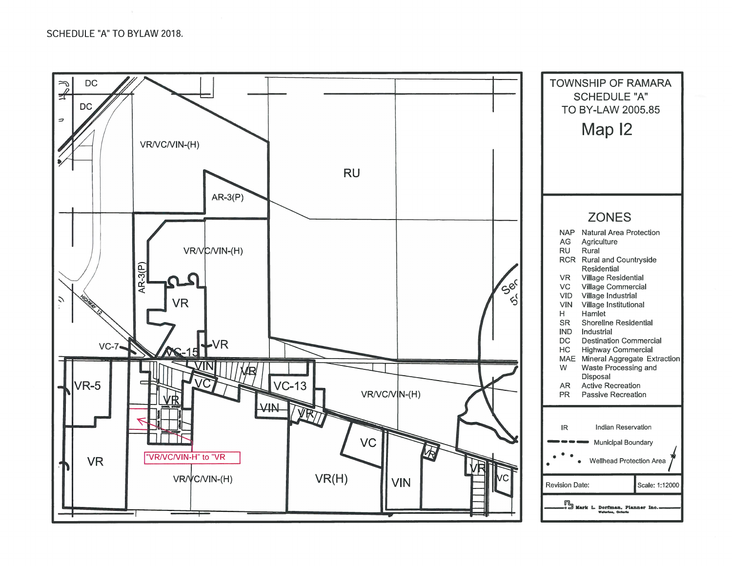SCHEDULE "A" TO BYLAW 2018.

DC

DC

VR/VC/VIN-(H)

RU

AR-3(P)

VR/VC/VIN-(H)

AR-3(P)

VR

HIGHWAY 12

VC-7

VC-15

VR

VIN

VR

VR-5

VC

VC-13

VR/VC/VIN-(H)

VR

VIN

VR

VC

"VR/VC/VIN-H" to "VR

VR

VR/VC/VIN-(H)

VR(H)

VIN

VR

VR

VC

# TOWNSHIP OF RAMARA
## SCHEDULE "A"
## TO BY-LAW 2005.85
## Map I2

## ZONES

| | |
|---|---|
| NAP | Natural Area Protection |
| AG | Agriculture |
| RU | Rural |
| RCR | Rural and Countryside Residential |
| VR | Village Residential |
| VC | Village Commercial |
| VID | Village Industrial |
| VIN | Village Institutional |
| H | Hamlet |
| SR | Shoreline Residential |
| IND | Industrial |
| DC | Destination Commercial |
| HC | Highway Commercial |
| MAE | Mineral Aggregate Extraction |
| W | Waste Processing and Disposal |
| AR | Active Recreation |
| PR | Passive Recreation |

IR Indian Reservation

Municipal Boundary

Wellhead Protection Area

Revision Date:

Scale: 1:12000

Mark L. Dorfman, Planner Inc.
Waterloo, Ontario